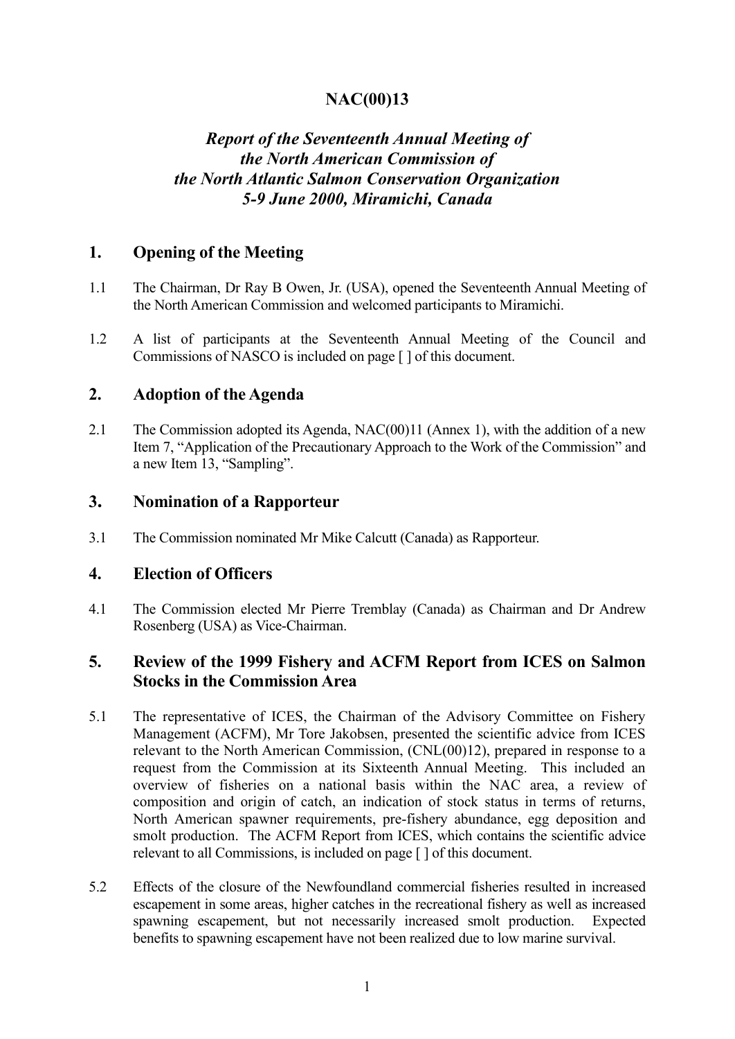# NAC(00)13

## *Report of the Seventeenth Annual Meeting of the North American Commission of the North Atlantic Salmon Conservation Organization 5-9 June 2000, Miramichi, Canada*

## 1. Opening of the Meeting

1.1 The Chairman, Dr Ray B Owen, Jr. (USA), opened the Seventeenth Annual Meeting of the North American Commission and welcomed participants to Miramichi.

1.2 A list of participants at the Seventeenth Annual Meeting of the Council and Commissions of NASCO is included on page [ ] of this document.

## 2. Adoption of the Agenda

2.1 The Commission adopted its Agenda, NAC(00)11 (Annex 1), with the addition of a new Item 7, "Application of the Precautionary Approach to the Work of the Commission" and a new Item 13, "Sampling".

## 3. Nomination of a Rapporteur

3.1 The Commission nominated Mr Mike Calcutt (Canada) as Rapporteur.

## 4. Election of Officers

4.1 The Commission elected Mr Pierre Tremblay (Canada) as Chairman and Dr Andrew Rosenberg (USA) as Vice-Chairman.

## 5. Review of the 1999 Fishery and ACFM Report from ICES on Salmon Stocks in the Commission Area

5.1 The representative of ICES, the Chairman of the Advisory Committee on Fishery Management (ACFM), Mr Tore Jakobsen, presented the scientific advice from ICES relevant to the North American Commission, (CNL(00)12), prepared in response to a request from the Commission at its Sixteenth Annual Meeting. This included an overview of fisheries on a national basis within the NAC area, a review of composition and origin of catch, an indication of stock status in terms of returns, North American spawner requirements, pre-fishery abundance, egg deposition and smolt production. The ACFM Report from ICES, which contains the scientific advice relevant to all Commissions, is included on page [ ] of this document.

5.2 Effects of the closure of the Newfoundland commercial fisheries resulted in increased escapement in some areas, higher catches in the recreational fishery as well as increased spawning escapement, but not necessarily increased smolt production. Expected benefits to spawning escapement have not been realized due to low marine survival.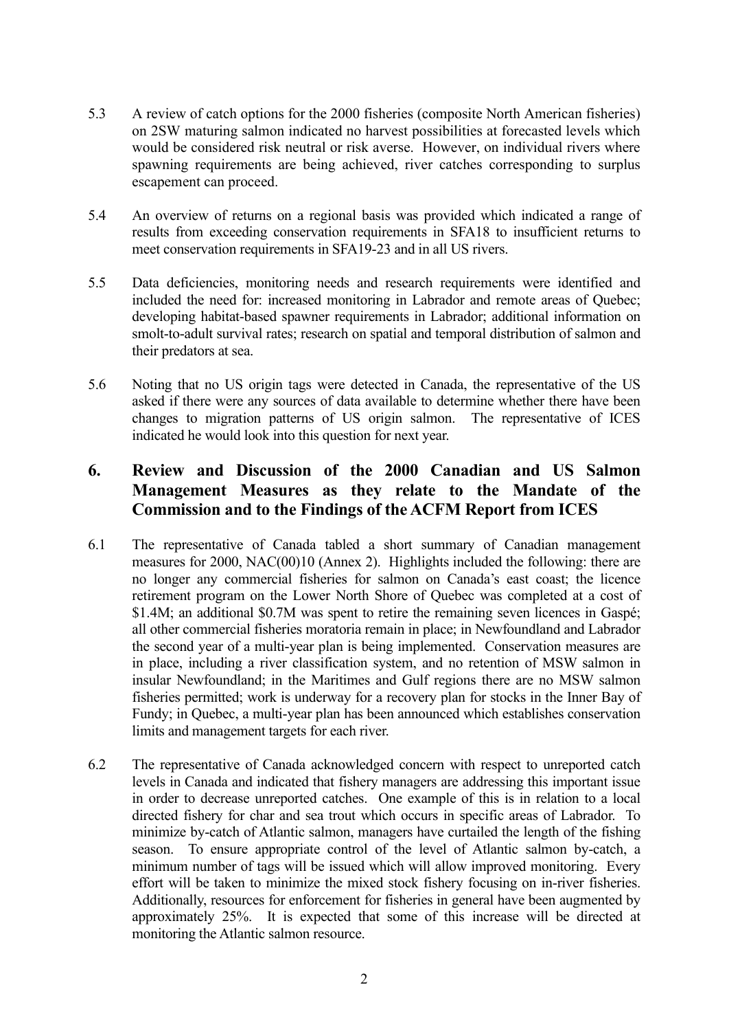5.3 A review of catch options for the 2000 fisheries (composite North American fisheries) on 2SW maturing salmon indicated no harvest possibilities at forecasted levels which would be considered risk neutral or risk averse. However, on individual rivers where spawning requirements are being achieved, river catches corresponding to surplus escapement can proceed.

5.4 An overview of returns on a regional basis was provided which indicated a range of results from exceeding conservation requirements in SFA18 to insufficient returns to meet conservation requirements in SFA19-23 and in all US rivers.

5.5 Data deficiencies, monitoring needs and research requirements were identified and included the need for: increased monitoring in Labrador and remote areas of Quebec; developing habitat-based spawner requirements in Labrador; additional information on smolt-to-adult survival rates; research on spatial and temporal distribution of salmon and their predators at sea.

5.6 Noting that no US origin tags were detected in Canada, the representative of the US asked if there were any sources of data available to determine whether there have been changes to migration patterns of US origin salmon. The representative of ICES indicated he would look into this question for next year.

## 6. Review and Discussion of the 2000 Canadian and US Salmon Management Measures as they relate to the Mandate of the Commission and to the Findings of the ACFM Report from ICES

6.1 The representative of Canada tabled a short summary of Canadian management measures for 2000, NAC(00)10 (Annex 2). Highlights included the following: there are no longer any commercial fisheries for salmon on Canada's east coast; the licence retirement program on the Lower North Shore of Quebec was completed at a cost of \$1.4M; an additional \$0.7M was spent to retire the remaining seven licences in Gaspé; all other commercial fisheries moratoria remain in place; in Newfoundland and Labrador the second year of a multi-year plan is being implemented. Conservation measures are in place, including a river classification system, and no retention of MSW salmon in insular Newfoundland; in the Maritimes and Gulf regions there are no MSW salmon fisheries permitted; work is underway for a recovery plan for stocks in the Inner Bay of Fundy; in Quebec, a multi-year plan has been announced which establishes conservation limits and management targets for each river.

6.2 The representative of Canada acknowledged concern with respect to unreported catch levels in Canada and indicated that fishery managers are addressing this important issue in order to decrease unreported catches. One example of this is in relation to a local directed fishery for char and sea trout which occurs in specific areas of Labrador. To minimize by-catch of Atlantic salmon, managers have curtailed the length of the fishing season. To ensure appropriate control of the level of Atlantic salmon by-catch, a minimum number of tags will be issued which will allow improved monitoring. Every effort will be taken to minimize the mixed stock fishery focusing on in-river fisheries. Additionally, resources for enforcement for fisheries in general have been augmented by approximately 25%. It is expected that some of this increase will be directed at monitoring the Atlantic salmon resource.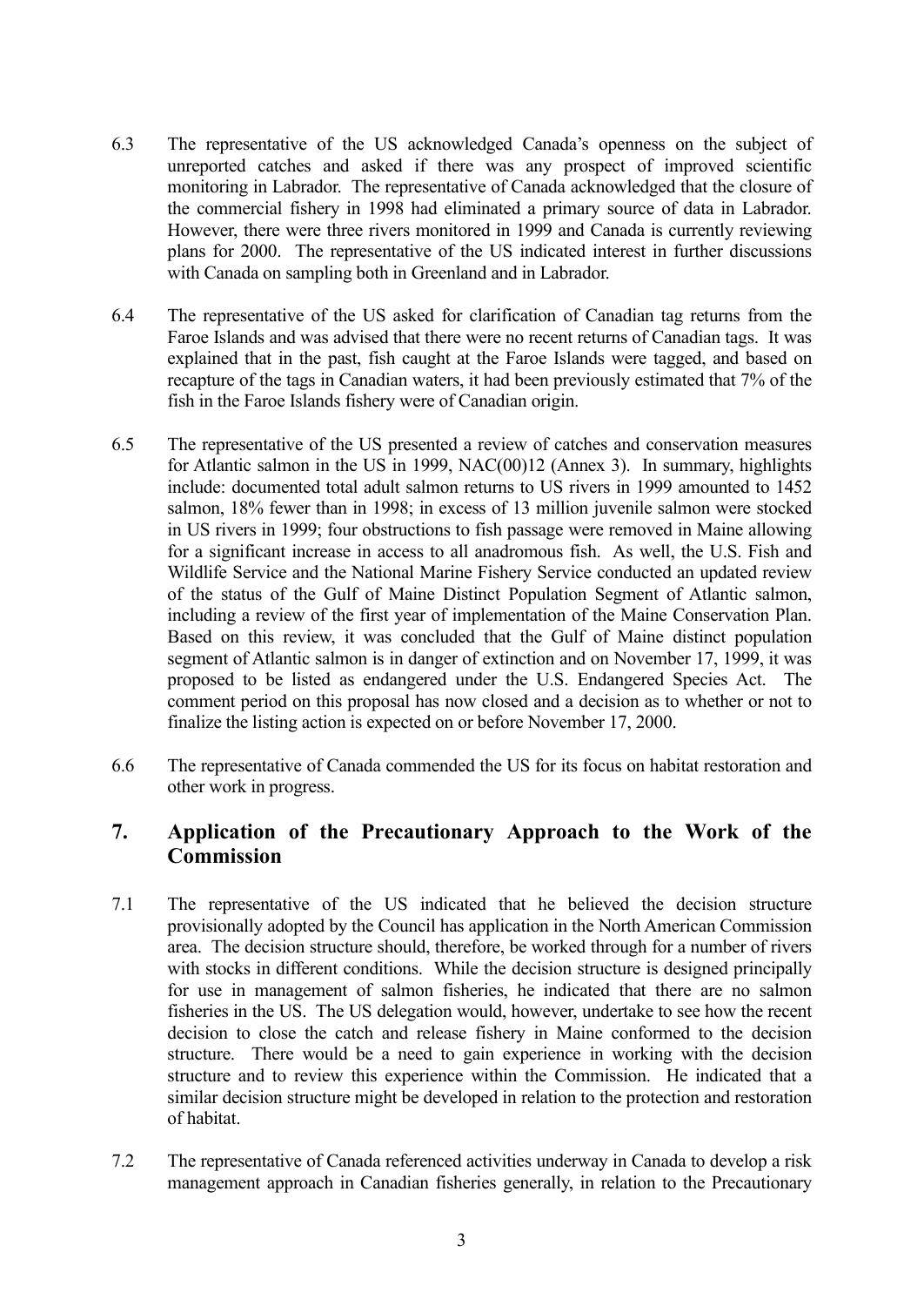6.3 The representative of the US acknowledged Canada's openness on the subject of unreported catches and asked if there was any prospect of improved scientific monitoring in Labrador. The representative of Canada acknowledged that the closure of the commercial fishery in 1998 had eliminated a primary source of data in Labrador. However, there were three rivers monitored in 1999 and Canada is currently reviewing plans for 2000. The representative of the US indicated interest in further discussions with Canada on sampling both in Greenland and in Labrador.

6.4 The representative of the US asked for clarification of Canadian tag returns from the Faroe Islands and was advised that there were no recent returns of Canadian tags. It was explained that in the past, fish caught at the Faroe Islands were tagged, and based on recapture of the tags in Canadian waters, it had been previously estimated that 7% of the fish in the Faroe Islands fishery were of Canadian origin.

6.5 The representative of the US presented a review of catches and conservation measures for Atlantic salmon in the US in 1999, NAC(00)12 (Annex 3). In summary, highlights include: documented total adult salmon returns to US rivers in 1999 amounted to 1452 salmon, 18% fewer than in 1998; in excess of 13 million juvenile salmon were stocked in US rivers in 1999; four obstructions to fish passage were removed in Maine allowing for a significant increase in access to all anadromous fish. As well, the U.S. Fish and Wildlife Service and the National Marine Fishery Service conducted an updated review of the status of the Gulf of Maine Distinct Population Segment of Atlantic salmon, including a review of the first year of implementation of the Maine Conservation Plan. Based on this review, it was concluded that the Gulf of Maine distinct population segment of Atlantic salmon is in danger of extinction and on November 17, 1999, it was proposed to be listed as endangered under the U.S. Endangered Species Act. The comment period on this proposal has now closed and a decision as to whether or not to finalize the listing action is expected on or before November 17, 2000.

6.6 The representative of Canada commended the US for its focus on habitat restoration and other work in progress.

## 7. Application of the Precautionary Approach to the Work of the Commission

7.1 The representative of the US indicated that he believed the decision structure provisionally adopted by the Council has application in the North American Commission area. The decision structure should, therefore, be worked through for a number of rivers with stocks in different conditions. While the decision structure is designed principally for use in management of salmon fisheries, he indicated that there are no salmon fisheries in the US. The US delegation would, however, undertake to see how the recent decision to close the catch and release fishery in Maine conformed to the decision structure. There would be a need to gain experience in working with the decision structure and to review this experience within the Commission. He indicated that a similar decision structure might be developed in relation to the protection and restoration of habitat.

7.2 The representative of Canada referenced activities underway in Canada to develop a risk management approach in Canadian fisheries generally, in relation to the Precautionary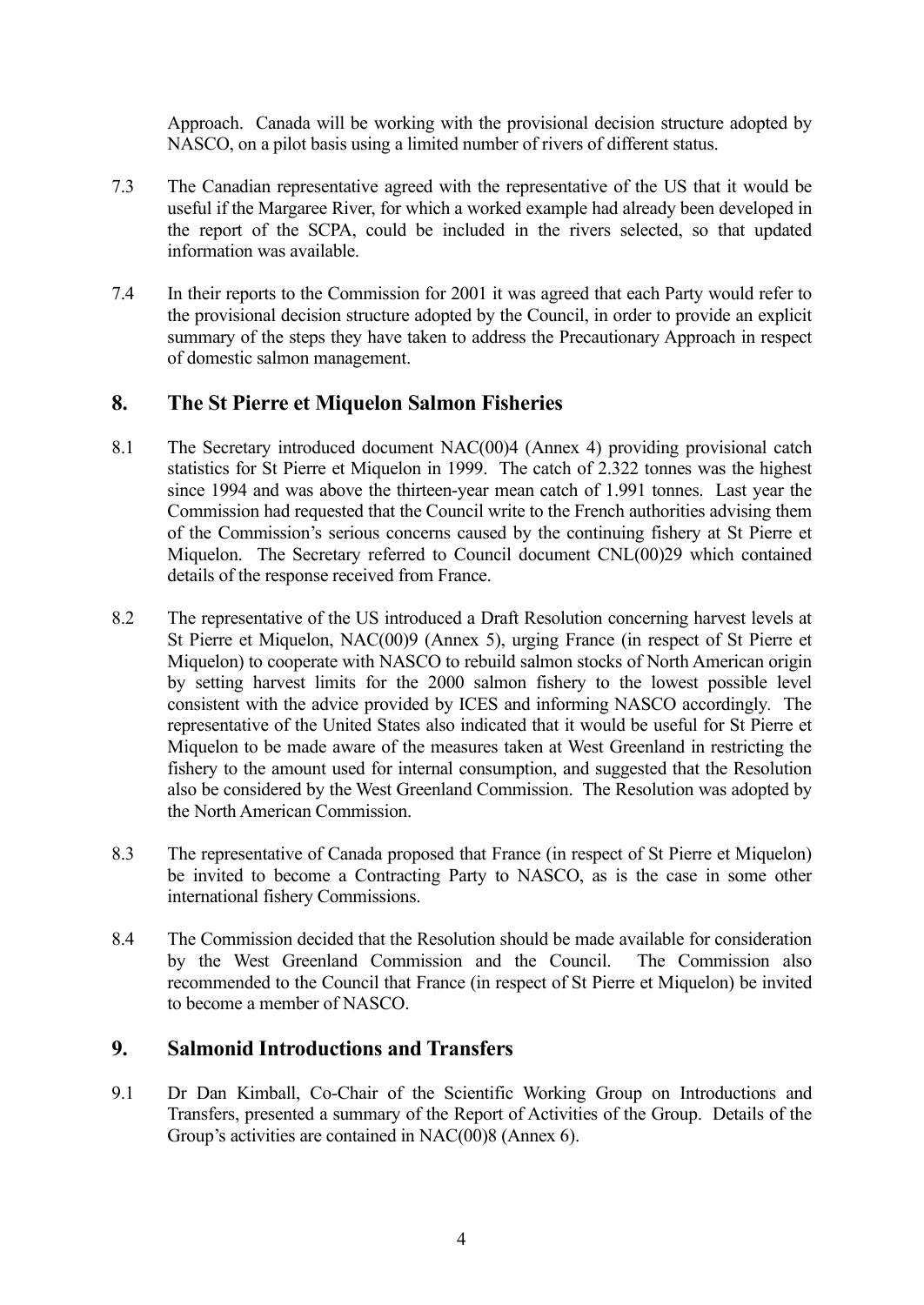Approach. Canada will be working with the provisional decision structure adopted by NASCO, on a pilot basis using a limited number of rivers of different status.

7.3 The Canadian representative agreed with the representative of the US that it would be useful if the Margaree River, for which a worked example had already been developed in the report of the SCPA, could be included in the rivers selected, so that updated information was available.

7.4 In their reports to the Commission for 2001 it was agreed that each Party would refer to the provisional decision structure adopted by the Council, in order to provide an explicit summary of the steps they have taken to address the Precautionary Approach in respect of domestic salmon management.

## 8. The St Pierre et Miquelon Salmon Fisheries

8.1 The Secretary introduced document NAC(00)4 (Annex 4) providing provisional catch statistics for St Pierre et Miquelon in 1999. The catch of 2.322 tonnes was the highest since 1994 and was above the thirteen-year mean catch of 1.991 tonnes. Last year the Commission had requested that the Council write to the French authorities advising them of the Commission's serious concerns caused by the continuing fishery at St Pierre et Miquelon. The Secretary referred to Council document CNL(00)29 which contained details of the response received from France.

8.2 The representative of the US introduced a Draft Resolution concerning harvest levels at St Pierre et Miquelon, NAC(00)9 (Annex 5), urging France (in respect of St Pierre et Miquelon) to cooperate with NASCO to rebuild salmon stocks of North American origin by setting harvest limits for the 2000 salmon fishery to the lowest possible level consistent with the advice provided by ICES and informing NASCO accordingly. The representative of the United States also indicated that it would be useful for St Pierre et Miquelon to be made aware of the measures taken at West Greenland in restricting the fishery to the amount used for internal consumption, and suggested that the Resolution also be considered by the West Greenland Commission. The Resolution was adopted by the North American Commission.

8.3 The representative of Canada proposed that France (in respect of St Pierre et Miquelon) be invited to become a Contracting Party to NASCO, as is the case in some other international fishery Commissions.

8.4 The Commission decided that the Resolution should be made available for consideration by the West Greenland Commission and the Council. The Commission also recommended to the Council that France (in respect of St Pierre et Miquelon) be invited to become a member of NASCO.

## 9. Salmonid Introductions and Transfers

9.1 Dr Dan Kimball, Co-Chair of the Scientific Working Group on Introductions and Transfers, presented a summary of the Report of Activities of the Group. Details of the Group's activities are contained in NAC(00)8 (Annex 6).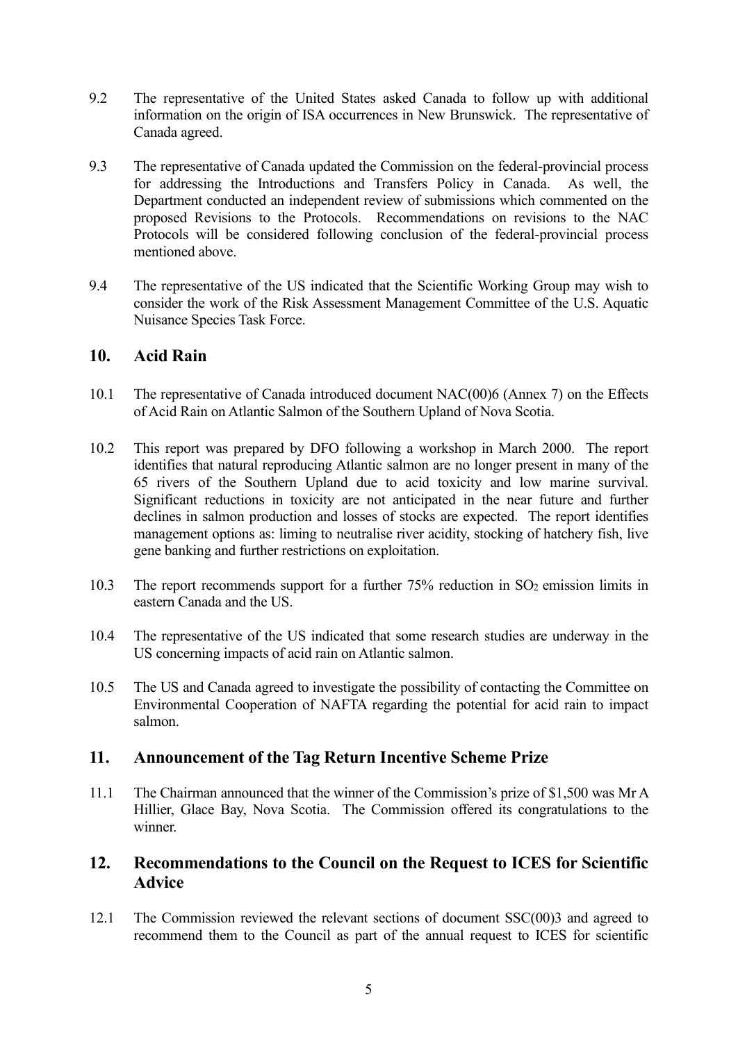9.2 The representative of the United States asked Canada to follow up with additional information on the origin of ISA occurrences in New Brunswick. The representative of Canada agreed.

9.3 The representative of Canada updated the Commission on the federal-provincial process for addressing the Introductions and Transfers Policy in Canada. As well, the Department conducted an independent review of submissions which commented on the proposed Revisions to the Protocols. Recommendations on revisions to the NAC Protocols will be considered following conclusion of the federal-provincial process mentioned above.

9.4 The representative of the US indicated that the Scientific Working Group may wish to consider the work of the Risk Assessment Management Committee of the U.S. Aquatic Nuisance Species Task Force.

## 10. Acid Rain

10.1 The representative of Canada introduced document NAC(00)6 (Annex 7) on the Effects of Acid Rain on Atlantic Salmon of the Southern Upland of Nova Scotia.

10.2 This report was prepared by DFO following a workshop in March 2000. The report identifies that natural reproducing Atlantic salmon are no longer present in many of the 65 rivers of the Southern Upland due to acid toxicity and low marine survival. Significant reductions in toxicity are not anticipated in the near future and further declines in salmon production and losses of stocks are expected. The report identifies management options as: liming to neutralise river acidity, stocking of hatchery fish, live gene banking and further restrictions on exploitation.

10.3 The report recommends support for a further 75% reduction in $SO_2$ emission limits in eastern Canada and the US.

10.4 The representative of the US indicated that some research studies are underway in the US concerning impacts of acid rain on Atlantic salmon.

10.5 The US and Canada agreed to investigate the possibility of contacting the Committee on Environmental Cooperation of NAFTA regarding the potential for acid rain to impact salmon.

## 11. Announcement of the Tag Return Incentive Scheme Prize

11.1 The Chairman announced that the winner of the Commission's prize of $1,500 was Mr A Hillier, Glace Bay, Nova Scotia. The Commission offered its congratulations to the winner.

## 12. Recommendations to the Council on the Request to ICES for Scientific Advice

12.1 The Commission reviewed the relevant sections of document SSC(00)3 and agreed to recommend them to the Council as part of the annual request to ICES for scientific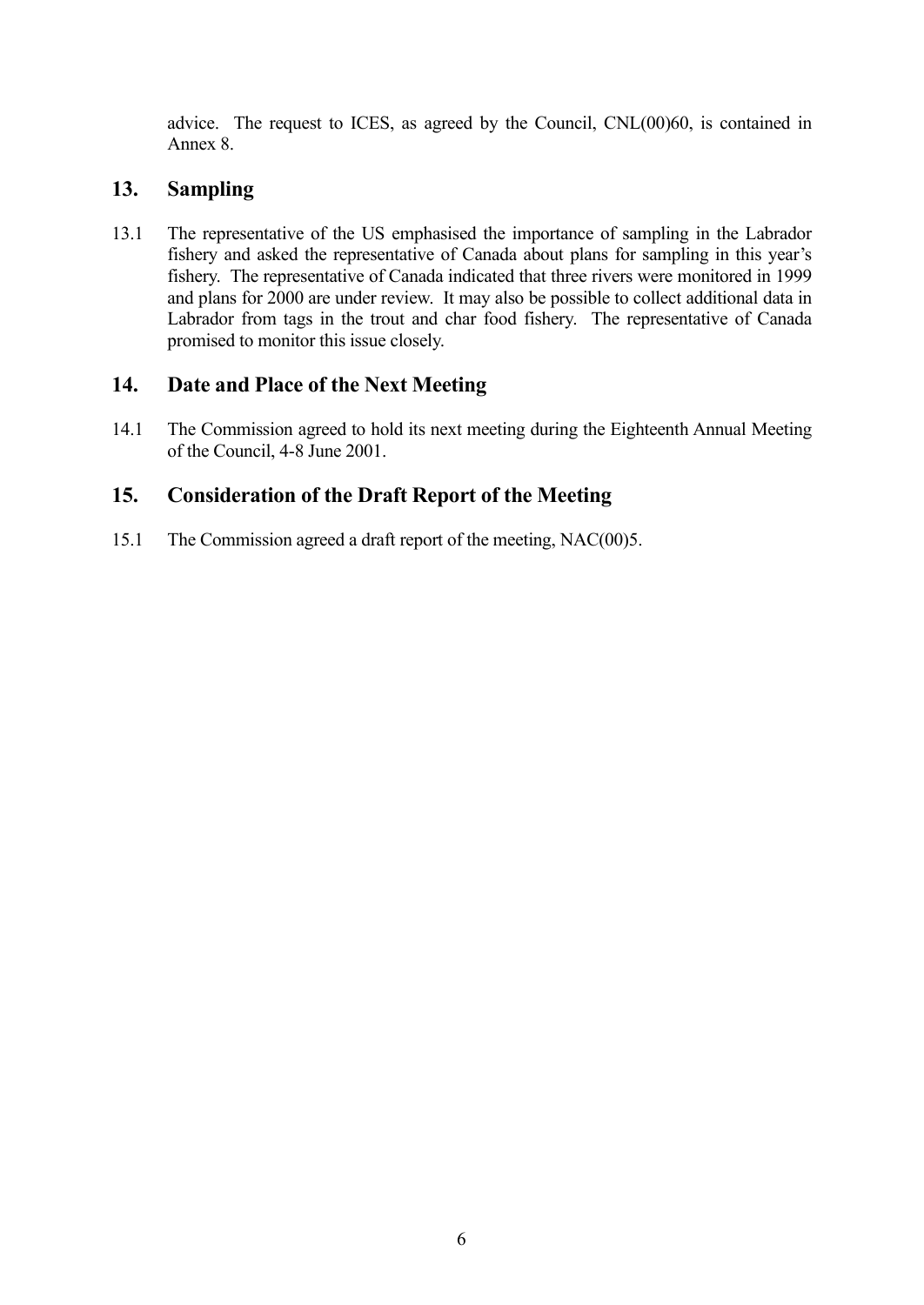advice. The request to ICES, as agreed by the Council, CNL(00)60, is contained in Annex 8.

## 13. Sampling

13.1 The representative of the US emphasised the importance of sampling in the Labrador fishery and asked the representative of Canada about plans for sampling in this year's fishery. The representative of Canada indicated that three rivers were monitored in 1999 and plans for 2000 are under review. It may also be possible to collect additional data in Labrador from tags in the trout and char food fishery. The representative of Canada promised to monitor this issue closely.

## 14. Date and Place of the Next Meeting

14.1 The Commission agreed to hold its next meeting during the Eighteenth Annual Meeting of the Council, 4-8 June 2001.

## 15. Consideration of the Draft Report of the Meeting

15.1 The Commission agreed a draft report of the meeting, NAC(00)5.